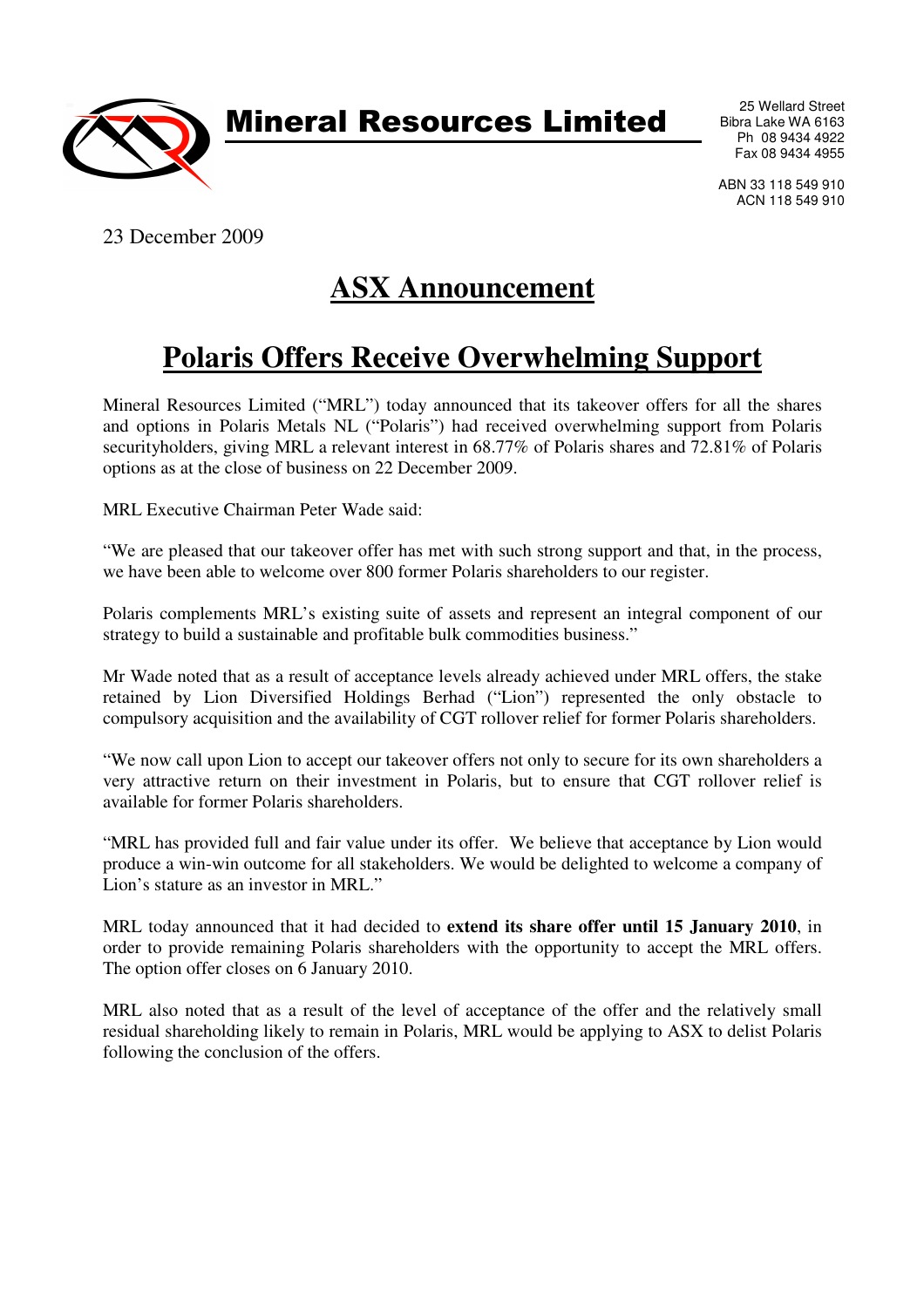# Mineral Resources Limited

25 Wellard Street
Bibra Lake WA 6163
Ph 08 9434 4922
Fax 08 9434 4955

ABN 33 118 549 910
ACN 118 549 910

23 December 2009

## ASX Announcement

## Polaris Offers Receive Overwhelming Support

Mineral Resources Limited ("MRL") today announced that its takeover offers for all the shares and options in Polaris Metals NL ("Polaris") had received overwhelming support from Polaris securityholders, giving MRL a relevant interest in 68.77% of Polaris shares and 72.81% of Polaris options as at the close of business on 22 December 2009.

MRL Executive Chairman Peter Wade said:

"We are pleased that our takeover offer has met with such strong support and that, in the process, we have been able to welcome over 800 former Polaris shareholders to our register.

Polaris complements MRL's existing suite of assets and represent an integral component of our strategy to build a sustainable and profitable bulk commodities business."

Mr Wade noted that as a result of acceptance levels already achieved under MRL offers, the stake retained by Lion Diversified Holdings Berhad ("Lion") represented the only obstacle to compulsory acquisition and the availability of CGT rollover relief for former Polaris shareholders.

"We now call upon Lion to accept our takeover offers not only to secure for its own shareholders a very attractive return on their investment in Polaris, but to ensure that CGT rollover relief is available for former Polaris shareholders.

"MRL has provided full and fair value under its offer. We believe that acceptance by Lion would produce a win-win outcome for all stakeholders. We would be delighted to welcome a company of Lion's stature as an investor in MRL."

MRL today announced that it had decided to **extend its share offer until 15 January 2010**, in order to provide remaining Polaris shareholders with the opportunity to accept the MRL offers. The option offer closes on 6 January 2010.

MRL also noted that as a result of the level of acceptance of the offer and the relatively small residual shareholding likely to remain in Polaris, MRL would be applying to ASX to delist Polaris following the conclusion of the offers.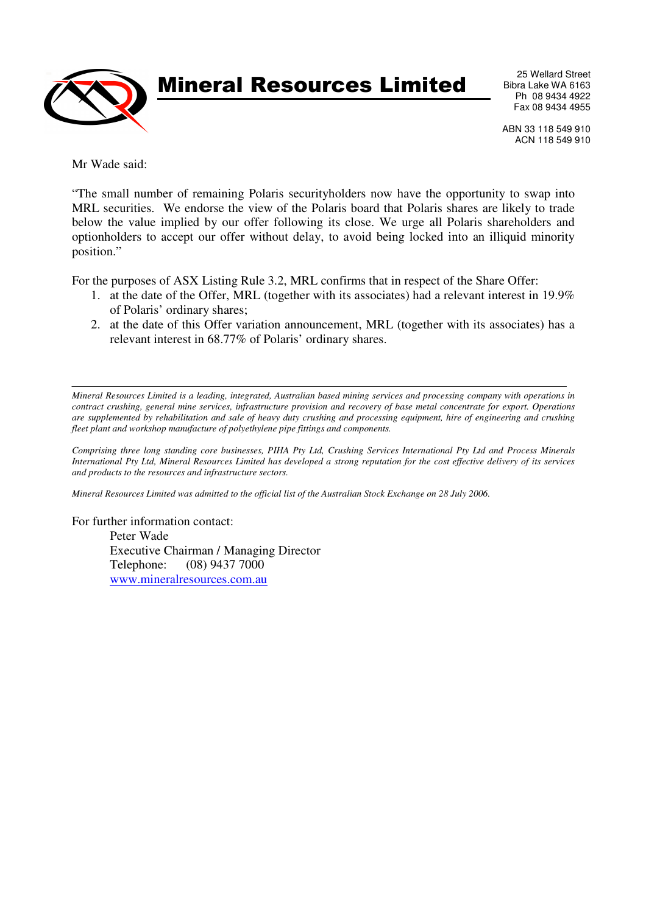# Mineral Resources Limited

25 Wellard Street
Bibra Lake WA 6163
Ph 08 9434 4922
Fax 08 9434 4955

ABN 33 118 549 910
ACN 118 549 910

Mr Wade said:

"The small number of remaining Polaris securityholders now have the opportunity to swap into MRL securities. We endorse the view of the Polaris board that Polaris shares are likely to trade below the value implied by our offer following its close. We urge all Polaris shareholders and optionholders to accept our offer without delay, to avoid being locked into an illiquid minority position."

For the purposes of ASX Listing Rule 3.2, MRL confirms that in respect of the Share Offer:

1. at the date of the Offer, MRL (together with its associates) had a relevant interest in 19.9% of Polaris' ordinary shares;
2. at the date of this Offer variation announcement, MRL (together with its associates) has a relevant interest in 68.77% of Polaris' ordinary shares.

---

*Mineral Resources Limited is a leading, integrated, Australian based mining services and processing company with operations in contract crushing, general mine services, infrastructure provision and recovery of base metal concentrate for export. Operations are supplemented by rehabilitation and sale of heavy duty crushing and processing equipment, hire of engineering and crushing fleet plant and workshop manufacture of polyethylene pipe fittings and components.*

*Comprising three long standing core businesses, PIHA Pty Ltd, Crushing Services International Pty Ltd and Process Minerals International Pty Ltd, Mineral Resources Limited has developed a strong reputation for the cost effective delivery of its services and products to the resources and infrastructure sectors.*

*Mineral Resources Limited was admitted to the official list of the Australian Stock Exchange on 28 July 2006.*

For further information contact:

Peter Wade
Executive Chairman / Managing Director
Telephone: (08) 9437 7000
www.mineralresources.com.au